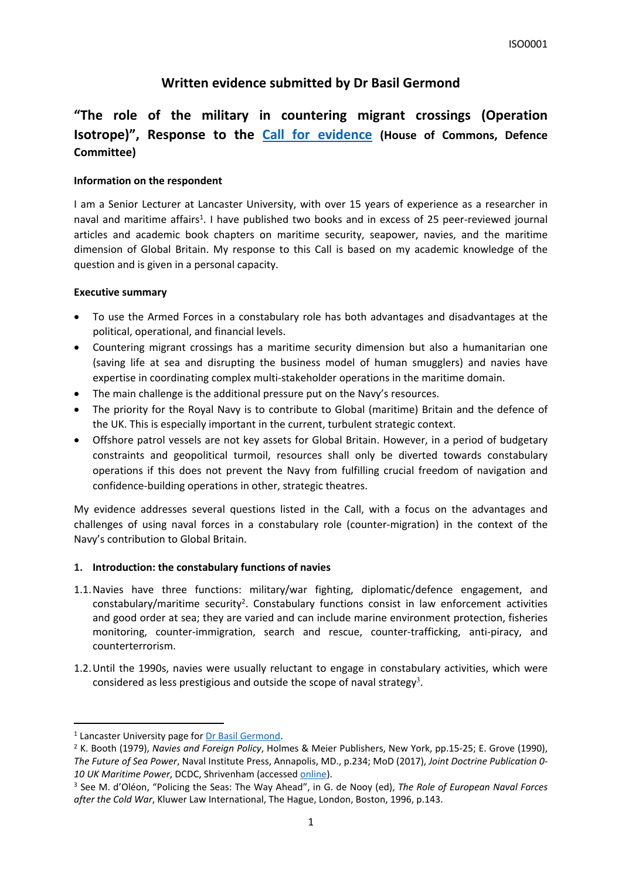ISO0001

# Written evidence submitted by Dr Basil Germond

## "The role of the military in countering migrant crossings (Operation Isotrope)", Response to the Call for evidence (House of Commons, Defence Committee)

**Information on the respondent**

I am a Senior Lecturer at Lancaster University, with over 15 years of experience as a researcher in naval and maritime affairs[1]. I have published two books and in excess of 25 peer-reviewed journal articles and academic book chapters on maritime security, seapower, navies, and the maritime dimension of Global Britain. My response to this Call is based on my academic knowledge of the question and is given in a personal capacity.

**Executive summary**

- To use the Armed Forces in a constabulary role has both advantages and disadvantages at the political, operational, and financial levels.
- Countering migrant crossings has a maritime security dimension but also a humanitarian one (saving life at sea and disrupting the business model of human smugglers) and navies have expertise in coordinating complex multi-stakeholder operations in the maritime domain.
- The main challenge is the additional pressure put on the Navy's resources.
- The priority for the Royal Navy is to contribute to Global (maritime) Britain and the defence of the UK. This is especially important in the current, turbulent strategic context.
- Offshore patrol vessels are not key assets for Global Britain. However, in a period of budgetary constraints and geopolitical turmoil, resources shall only be diverted towards constabulary operations if this does not prevent the Navy from fulfilling crucial freedom of navigation and confidence-building operations in other, strategic theatres.

My evidence addresses several questions listed in the Call, with a focus on the advantages and challenges of using naval forces in a constabulary role (counter-migration) in the context of the Navy's contribution to Global Britain.

**1. Introduction: the constabulary functions of navies**

1.1. Navies have three functions: military/war fighting, diplomatic/defence engagement, and constabulary/maritime security[2]. Constabulary functions consist in law enforcement activities and good order at sea; they are varied and can include marine environment protection, fisheries monitoring, counter-immigration, search and rescue, counter-trafficking, anti-piracy, and counterterrorism.

1.2. Until the 1990s, navies were usually reluctant to engage in constabulary activities, which were considered as less prestigious and outside the scope of naval strategy[3].

---

[1] Lancaster University page for Dr Basil Germond.

[2] K. Booth (1979), *Navies and Foreign Policy*, Holmes & Meier Publishers, New York, pp.15-25; E. Grove (1990), *The Future of Sea Power*, Naval Institute Press, Annapolis, MD., p.234; MoD (2017), *Joint Doctrine Publication 0-10 UK Maritime Power*, DCDC, Shrivenham (accessed online).

[3] See M. d'Oléon, "Policing the Seas: The Way Ahead", in G. de Nooy (ed), *The Role of European Naval Forces after the Cold War*, Kluwer Law International, The Hague, London, Boston, 1996, p.143.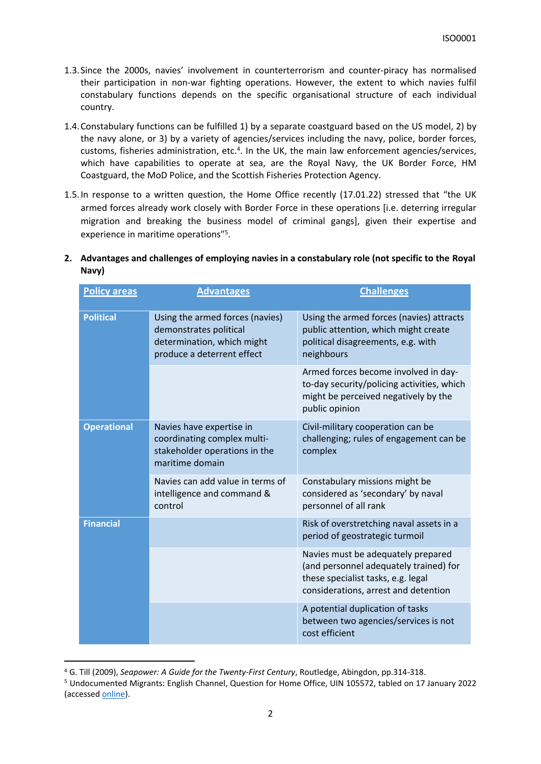1.3. Since the 2000s, navies' involvement in counterterrorism and counter-piracy has normalised their participation in non-war fighting operations. However, the extent to which navies fulfil constabulary functions depends on the specific organisational structure of each individual country.

1.4. Constabulary functions can be fulfilled 1) by a separate coastguard based on the US model, 2) by the navy alone, or 3) by a variety of agencies/services including the navy, police, border forces, customs, fisheries administration, etc.[4]. In the UK, the main law enforcement agencies/services, which have capabilities to operate at sea, are the Royal Navy, the UK Border Force, HM Coastguard, the MoD Police, and the Scottish Fisheries Protection Agency.

1.5. In response to a written question, the Home Office recently (17.01.22) stressed that "the UK armed forces already work closely with Border Force in these operations [i.e. deterring irregular migration and breaking the business model of criminal gangs], given their expertise and experience in maritime operations"[5].

## 2. Advantages and challenges of employing navies in a constabulary role (not specific to the Royal Navy)

| Policy areas | Advantages | Challenges |
|---|---|---|
| **Political** | Using the armed forces (navies) demonstrates political determination, which might produce a deterrent effect | Using the armed forces (navies) attracts public attention, which might create political disagreements, e.g. with neighbours |
| | | Armed forces become involved in day-to-day security/policing activities, which might be perceived negatively by the public opinion |
| **Operational** | Navies have expertise in coordinating complex multi-stakeholder operations in the maritime domain | Civil-military cooperation can be challenging; rules of engagement can be complex |
| | Navies can add value in terms of intelligence and command & control | Constabulary missions might be considered as 'secondary' by naval personnel of all rank |
| **Financial** | | Risk of overstretching naval assets in a period of geostrategic turmoil |
| | | Navies must be adequately prepared (and personnel adequately trained) for these specialist tasks, e.g. legal considerations, arrest and detention |
| | | A potential duplication of tasks between two agencies/services is not cost efficient |

[4] G. Till (2009), *Seapower: A Guide for the Twenty-First Century*, Routledge, Abingdon, pp.314-318.

[5] Undocumented Migrants: English Channel, Question for Home Office, UIN 105572, tabled on 17 January 2022 (accessed online).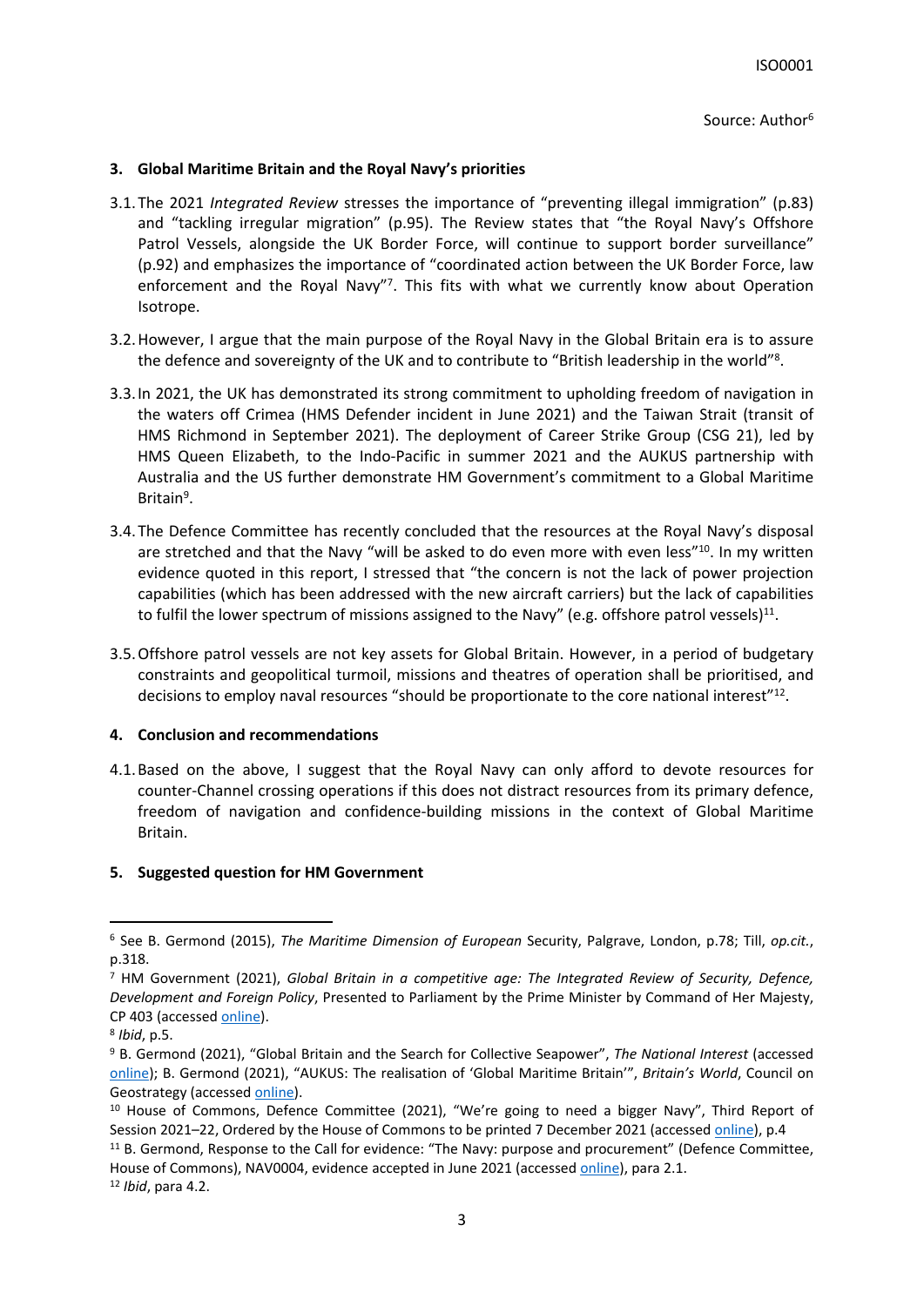Source: Author[6]

## 3. Global Maritime Britain and the Royal Navy's priorities

3.1. The 2021 *Integrated Review* stresses the importance of "preventing illegal immigration" (p.83) and "tackling irregular migration" (p.95). The Review states that "the Royal Navy's Offshore Patrol Vessels, alongside the UK Border Force, will continue to support border surveillance" (p.92) and emphasizes the importance of "coordinated action between the UK Border Force, law enforcement and the Royal Navy"[7]. This fits with what we currently know about Operation Isotrope.

3.2. However, I argue that the main purpose of the Royal Navy in the Global Britain era is to assure the defence and sovereignty of the UK and to contribute to "British leadership in the world"[8].

3.3. In 2021, the UK has demonstrated its strong commitment to upholding freedom of navigation in the waters off Crimea (HMS Defender incident in June 2021) and the Taiwan Strait (transit of HMS Richmond in September 2021). The deployment of Career Strike Group (CSG 21), led by HMS Queen Elizabeth, to the Indo-Pacific in summer 2021 and the AUKUS partnership with Australia and the US further demonstrate HM Government's commitment to a Global Maritime Britain[9].

3.4. The Defence Committee has recently concluded that the resources at the Royal Navy's disposal are stretched and that the Navy "will be asked to do even more with even less"[10]. In my written evidence quoted in this report, I stressed that "the concern is not the lack of power projection capabilities (which has been addressed with the new aircraft carriers) but the lack of capabilities to fulfil the lower spectrum of missions assigned to the Navy" (e.g. offshore patrol vessels)[11].

3.5. Offshore patrol vessels are not key assets for Global Britain. However, in a period of budgetary constraints and geopolitical turmoil, missions and theatres of operation shall be prioritised, and decisions to employ naval resources "should be proportionate to the core national interest"[12].

## 4. Conclusion and recommendations

4.1. Based on the above, I suggest that the Royal Navy can only afford to devote resources for counter-Channel crossing operations if this does not distract resources from its primary defence, freedom of navigation and confidence-building missions in the context of Global Maritime Britain.

## 5. Suggested question for HM Government

---

[6] See B. Germond (2015), *The Maritime Dimension of European* Security, Palgrave, London, p.78; Till, *op.cit.*, p.318.

[7] HM Government (2021), *Global Britain in a competitive age: The Integrated Review of Security, Defence, Development and Foreign Policy*, Presented to Parliament by the Prime Minister by Command of Her Majesty, CP 403 (accessed online).

[8] *Ibid*, p.5.

[9] B. Germond (2021), "Global Britain and the Search for Collective Seapower", *The National Interest* (accessed online); B. Germond (2021), "AUKUS: The realisation of 'Global Maritime Britain'", *Britain's World*, Council on Geostrategy (accessed online).

[10] House of Commons, Defence Committee (2021), "We're going to need a bigger Navy", Third Report of Session 2021–22, Ordered by the House of Commons to be printed 7 December 2021 (accessed online), p.4

[11] B. Germond, Response to the Call for evidence: "The Navy: purpose and procurement" (Defence Committee, House of Commons), NAV0004, evidence accepted in June 2021 (accessed online), para 2.1.

[12] *Ibid*, para 4.2.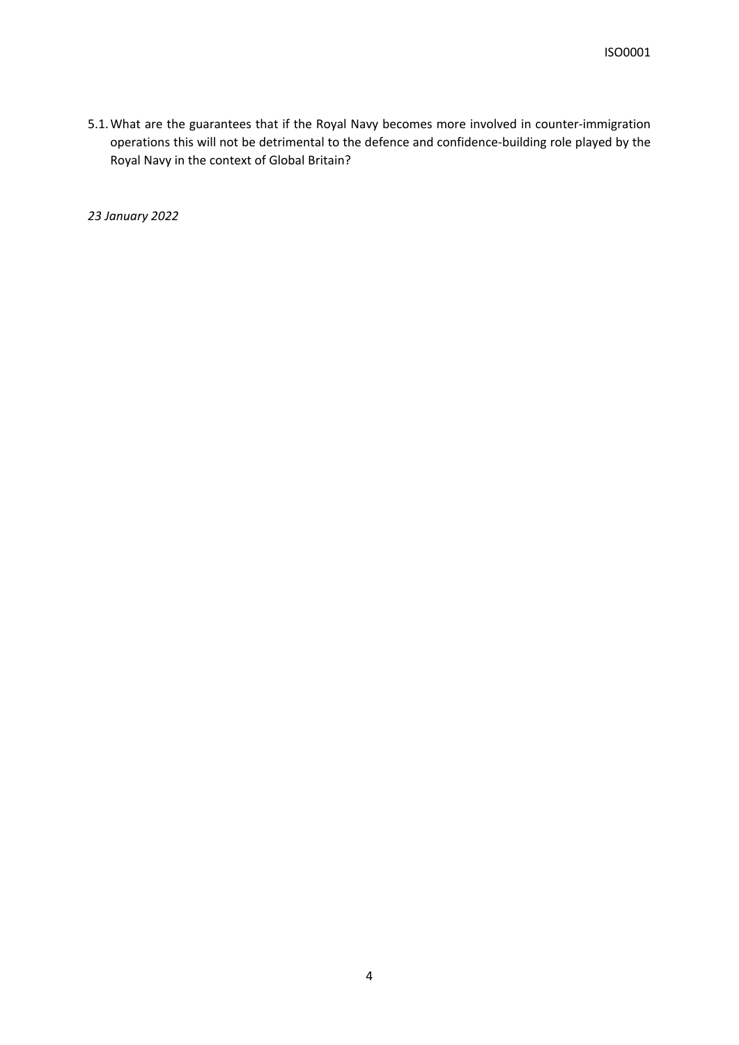5.1. What are the guarantees that if the Royal Navy becomes more involved in counter-immigration operations this will not be detrimental to the defence and confidence-building role played by the Royal Navy in the context of Global Britain?

*23 January 2022*